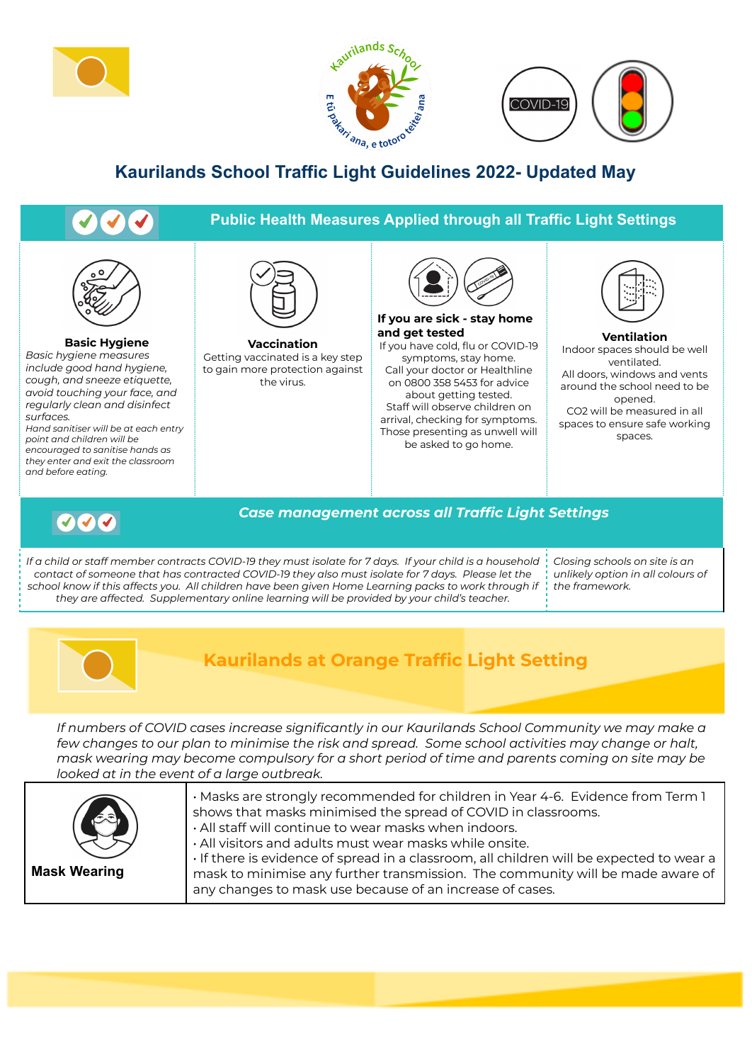Kaurilands School

E tū pakari ana, e totoro teitei ana

COVID-19

# Kaurilands School Traffic Light Guidelines 2022- Updated May

## Public Health Measures Applied through all Traffic Light Settings

**Basic Hygiene**
*Basic hygiene measures include good hand hygiene, cough, and sneeze etiquette, avoid touching your face, and regularly clean and disinfect surfaces.*
*Hand sanitiser will be at each entry point and children will be encouraged to sanitise hands as they enter and exit the classroom and before eating.*

**Vaccination**
Getting vaccinated is a key step to gain more protection against the virus.

**If you are sick - stay home and get tested**
If you have cold, flu or COVID-19 symptoms, stay home. Call your doctor or Healthline on 0800 358 5453 for advice about getting tested. Staff will observe children on arrival, checking for symptoms. Those presenting as unwell will be asked to go home.

**Ventilation**
Indoor spaces should be well ventilated. All doors, windows and vents around the school need to be opened. $CO_2$ will be measured in all spaces to ensure safe working spaces.

## *Case management across all Traffic Light Settings*

*If a child or staff member contracts COVID-19 they must isolate for 7 days. If your child is a household contact of someone that has contracted COVID-19 they also must isolate for 7 days. Please let the school know if this affects you. All children have been given Home Learning packs to work through if they are affected. Supplementary online learning will be provided by your child's teacher.*

*Closing schools on site is an unlikely option in all colours of the framework.*

## Kaurilands at Orange Traffic Light Setting

*If numbers of COVID cases increase significantly in our Kaurilands School Community we may make a few changes to our plan to minimise the risk and spread. Some school activities may change or halt, mask wearing may become compulsory for a short period of time and parents coming on site may be looked at in the event of a large outbreak.*

| | |
|---|---|
| **Mask Wearing** | • Masks are strongly recommended for children in Year 4-6. Evidence from Term 1 shows that masks minimised the spread of COVID in classrooms.<br>• All staff will continue to wear masks when indoors.<br>• All visitors and adults must wear masks while onsite.<br>• If there is evidence of spread in a classroom, all children will be expected to wear a mask to minimise any further transmission. The community will be made aware of any changes to mask use because of an increase of cases. |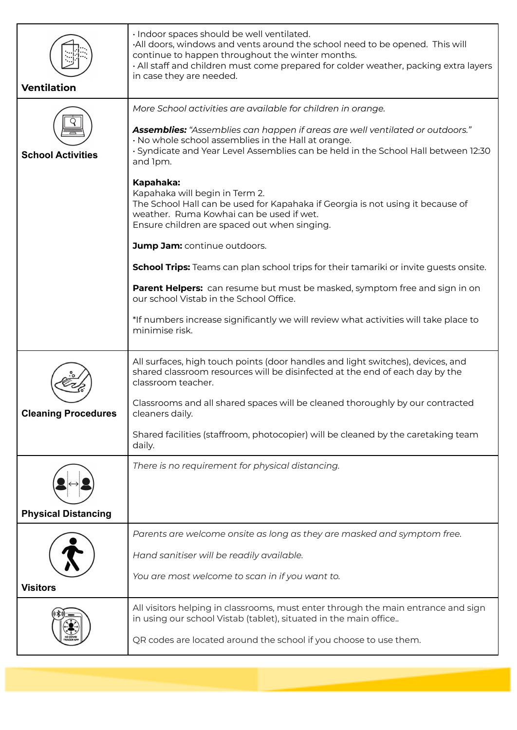| | |
|---|---|
| **Ventilation** | • Indoor spaces should be well ventilated.<br>•All doors, windows and vents around the school need to be opened. This will continue to happen throughout the winter months.<br>• All staff and children must come prepared for colder weather, packing extra layers in case they are needed. |
| **School Activities** | *More School activities are available for children in orange.*<br><br>***Assemblies:*** *"Assemblies can happen if areas are well ventilated or outdoors."*<br>• No whole school assemblies in the Hall at orange.<br>• Syndicate and Year Level Assemblies can be held in the School Hall between 12:30 and 1pm.<br><br>**Kapahaka:**<br>Kapahaka will begin in Term 2.<br>The School Hall can be used for Kapahaka if Georgia is not using it because of weather. Ruma Kowhai can be used if wet.<br>Ensure children are spaced out when singing.<br><br>**Jump Jam:** continue outdoors.<br><br>**School Trips:** Teams can plan school trips for their tamariki or invite guests onsite.<br><br>**Parent Helpers:** can resume but must be masked, symptom free and sign in on our school Vistab in the School Office.<br><br>*If numbers increase significantly we will review what activities will take place to minimise risk. |
| **Cleaning Procedures** | All surfaces, high touch points (door handles and light switches), devices, and shared classroom resources will be disinfected at the end of each day by the classroom teacher.<br><br>Classrooms and all shared spaces will be cleaned thoroughly by our contracted cleaners daily.<br><br>Shared facilities (staffroom, photocopier) will be cleaned by the caretaking team daily. |
| **Physical Distancing** | *There is no requirement for physical distancing.* |
| **Visitors** | *Parents are welcome onsite as long as they are masked and symptom free.*<br><br>*Hand sanitiser will be readily available.*<br><br>*You are most welcome to scan in if you want to.* |
| | All visitors helping in classrooms, must enter through the main entrance and sign in using our school Vistab (tablet), situated in the main office..<br><br>QR codes are located around the school if you choose to use them. |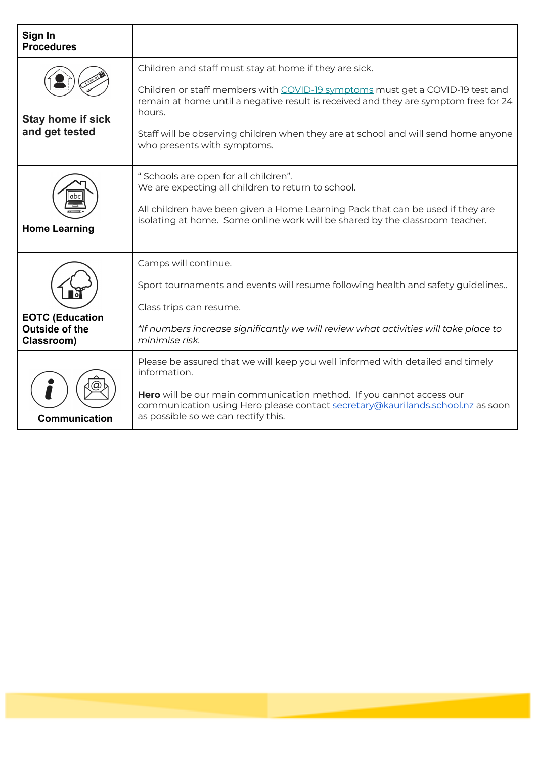| **Sign In Procedures** | |
|---|---|
| **Stay home if sick and get tested** | Children and staff must stay at home if they are sick.<br><br>Children or staff members with [COVID-19 symptoms]() must get a COVID-19 test and remain at home until a negative result is received and they are symptom free for 24 hours.<br><br>Staff will be observing children when they are at school and will send home anyone who presents with symptoms. |
| **Home Learning** | " Schools are open for all children".<br>We are expecting all children to return to school.<br><br>All children have been given a Home Learning Pack that can be used if they are isolating at home. Some online work will be shared by the classroom teacher. |
| **EOTC (Education Outside of the Classroom)** | Camps will continue.<br><br>Sport tournaments and events will resume following health and safety guidelines..<br><br>Class trips can resume.<br><br>*\*If numbers increase significantly we will review what activities will take place to minimise risk.* |
| **Communication** | Please be assured that we will keep you well informed with detailed and timely information.<br><br>**Hero** will be our main communication method. If you cannot access our communication using Hero please contact secretary@kaurilands.school.nz as soon as possible so we can rectify this. |